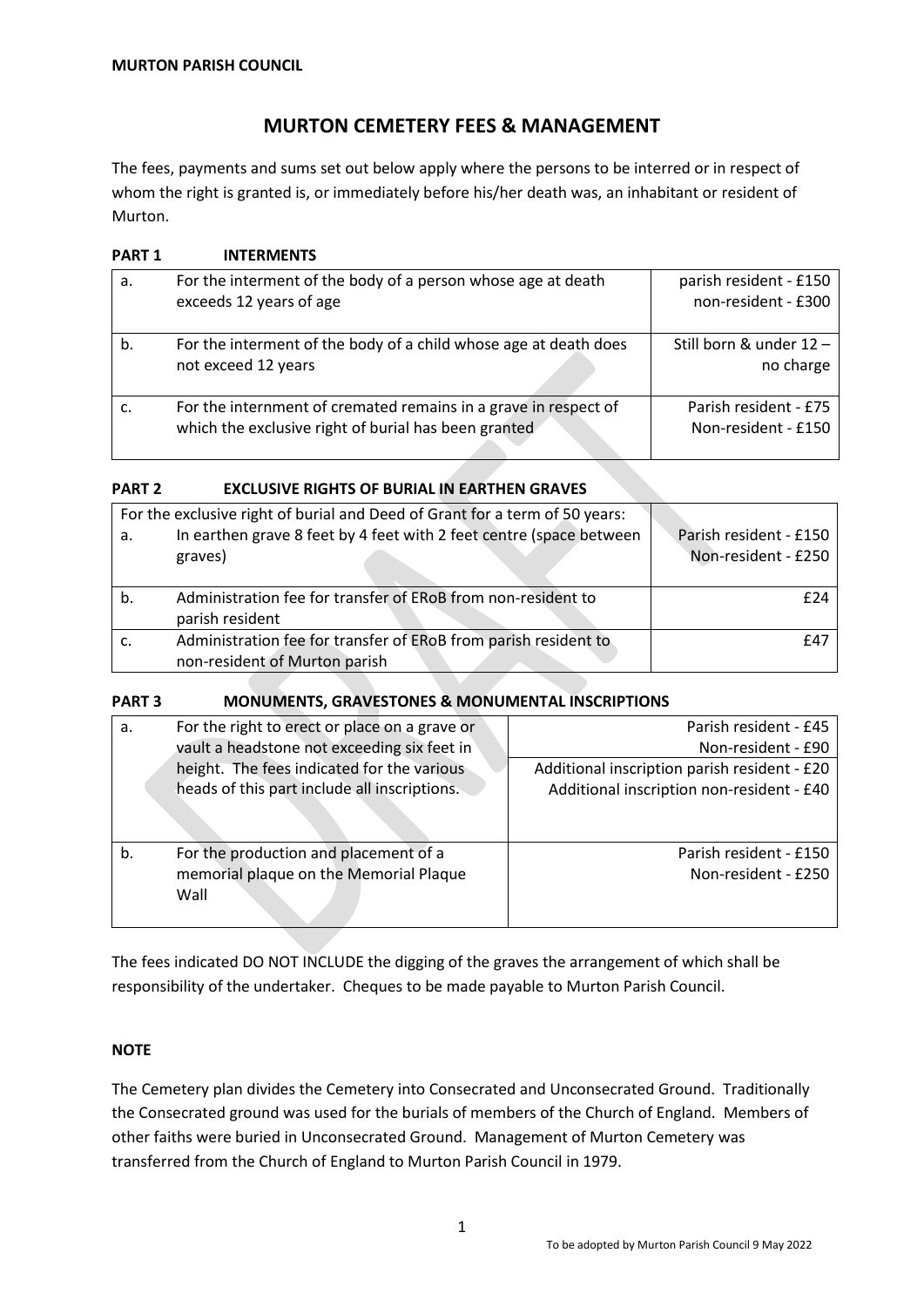**MURTON PARISH COUNCIL**

# MURTON CEMETERY FEES & MANAGEMENT

The fees, payments and sums set out below apply where the persons to be interred or in respect of whom the right is granted is, or immediately before his/her death was, an inhabitant or resident of Murton.

## PART 1 INTERMENTS

| | | |
|---|---|---|
| a. | For the interment of the body of a person whose age at death exceeds 12 years of age | parish resident - £150<br>non-resident - £300 |
| b. | For the interment of the body of a child whose age at death does not exceed 12 years | Still born & under 12 – no charge |
| c. | For the internment of cremated remains in a grave in respect of which the exclusive right of burial has been granted | Parish resident - £75<br>Non-resident - £150 |

## PART 2 EXCLUSIVE RIGHTS OF BURIAL IN EARTHEN GRAVES

| | | |
|---|---|---|
| | For the exclusive right of burial and Deed of Grant for a term of 50 years: | |
| a. | In earthen grave 8 feet by 4 feet with 2 feet centre (space between graves) | Parish resident - £150<br>Non-resident - £250 |
| b. | Administration fee for transfer of ERoB from non-resident to parish resident | £24 |
| c. | Administration fee for transfer of ERoB from parish resident to non-resident of Murton parish | £47 |

## PART 3 MONUMENTS, GRAVESTONES & MONUMENTAL INSCRIPTIONS

| | | |
|---|---|---|
| a. | For the right to erect or place on a grave or vault a headstone not exceeding six feet in height. The fees indicated for the various heads of this part include all inscriptions. | Parish resident - £45<br>Non-resident - £90<br>Additional inscription parish resident - £20<br>Additional inscription non-resident - £40 |
| b. | For the production and placement of a memorial plaque on the Memorial Plaque Wall | Parish resident - £150<br>Non-resident - £250 |

The fees indicated DO NOT INCLUDE the digging of the graves the arrangement of which shall be responsibility of the undertaker. Cheques to be made payable to Murton Parish Council.

**NOTE**

The Cemetery plan divides the Cemetery into Consecrated and Unconsecrated Ground. Traditionally the Consecrated ground was used for the burials of members of the Church of England. Members of other faiths were buried in Unconsecrated Ground. Management of Murton Cemetery was transferred from the Church of England to Murton Parish Council in 1979.

To be adopted by Murton Parish Council 9 May 2022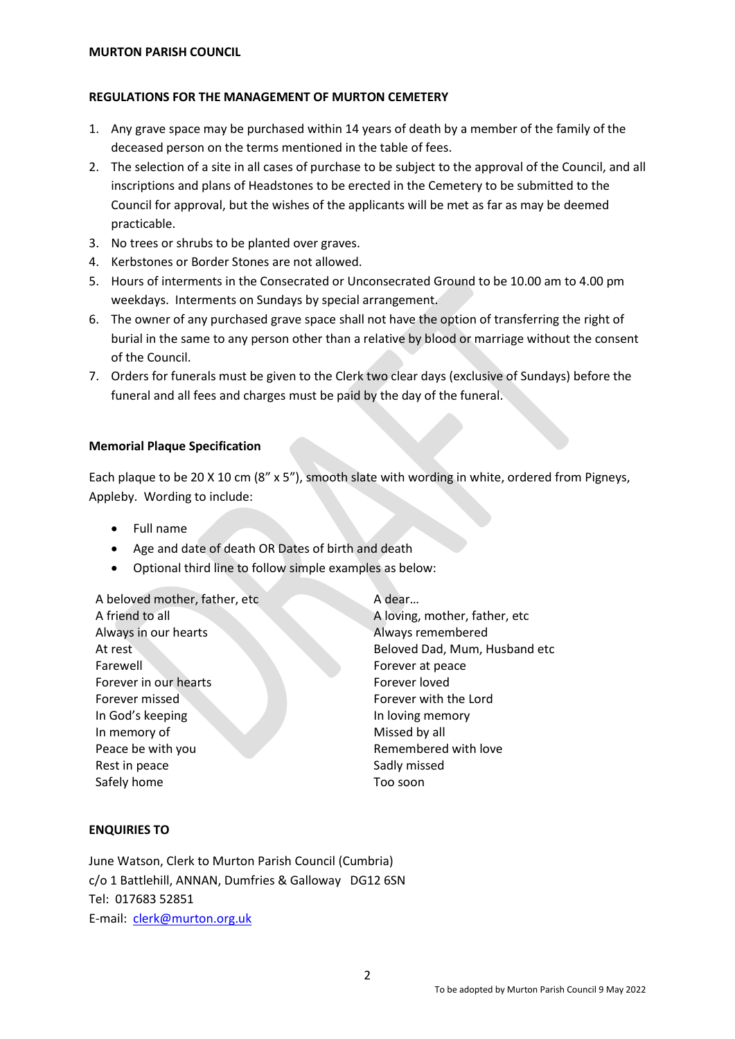**MURTON PARISH COUNCIL**

## REGULATIONS FOR THE MANAGEMENT OF MURTON CEMETERY

1. Any grave space may be purchased within 14 years of death by a member of the family of the deceased person on the terms mentioned in the table of fees.
2. The selection of a site in all cases of purchase to be subject to the approval of the Council, and all inscriptions and plans of Headstones to be erected in the Cemetery to be submitted to the Council for approval, but the wishes of the applicants will be met as far as may be deemed practicable.
3. No trees or shrubs to be planted over graves.
4. Kerbstones or Border Stones are not allowed.
5. Hours of interments in the Consecrated or Unconsecrated Ground to be 10.00 am to 4.00 pm weekdays. Interments on Sundays by special arrangement.
6. The owner of any purchased grave space shall not have the option of transferring the right of burial in the same to any person other than a relative by blood or marriage without the consent of the Council.
7. Orders for funerals must be given to the Clerk two clear days (exclusive of Sundays) before the funeral and all fees and charges must be paid by the day of the funeral.

### Memorial Plaque Specification

Each plaque to be 20 X 10 cm (8" x 5"), smooth slate with wording in white, ordered from Pigneys, Appleby. Wording to include:

- Full name
- Age and date of death OR Dates of birth and death
- Optional third line to follow simple examples as below:

A beloved mother, father, etc
A friend to all
Always in our hearts
At rest
Farewell
Forever in our hearts
Forever missed
In God's keeping
In memory of
Peace be with you
Rest in peace
Safely home
A dear…
A loving, mother, father, etc
Always remembered
Beloved Dad, Mum, Husband etc
Forever at peace
Forever loved
Forever with the Lord
In loving memory
Missed by all
Remembered with love
Sadly missed
Too soon

### ENQUIRIES TO

June Watson, Clerk to Murton Parish Council (Cumbria)
c/o 1 Battlehill, ANNAN, Dumfries & Galloway DG12 6SN
Tel: 017683 52851
E-mail: clerk@murton.org.uk

To be adopted by Murton Parish Council 9 May 2022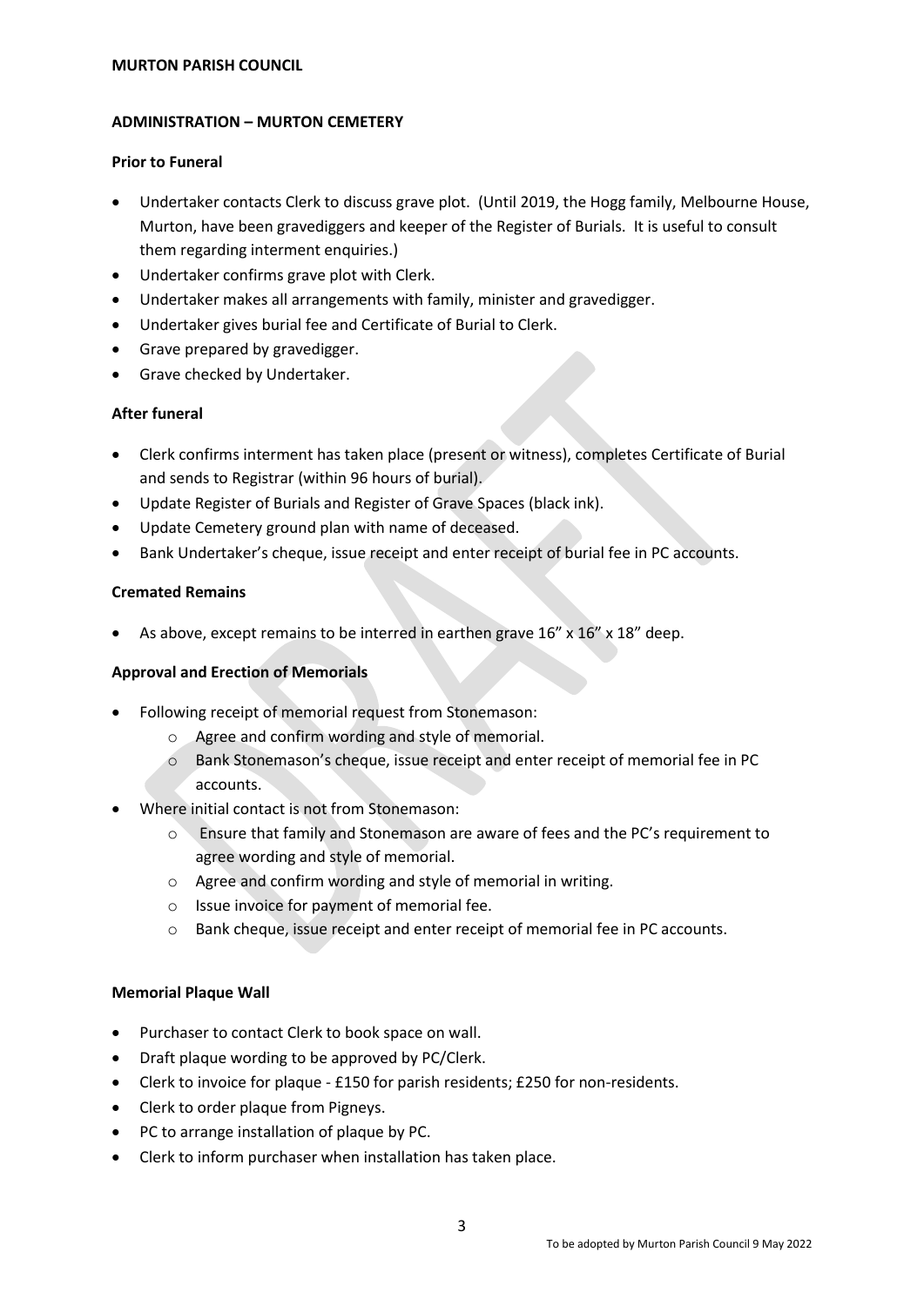**MURTON PARISH COUNCIL**

## ADMINISTRATION – MURTON CEMETERY

### Prior to Funeral

- Undertaker contacts Clerk to discuss grave plot. (Until 2019, the Hogg family, Melbourne House, Murton, have been gravediggers and keeper of the Register of Burials. It is useful to consult them regarding interment enquiries.)
- Undertaker confirms grave plot with Clerk.
- Undertaker makes all arrangements with family, minister and gravedigger.
- Undertaker gives burial fee and Certificate of Burial to Clerk.
- Grave prepared by gravedigger.
- Grave checked by Undertaker.

### After funeral

- Clerk confirms interment has taken place (present or witness), completes Certificate of Burial and sends to Registrar (within 96 hours of burial).
- Update Register of Burials and Register of Grave Spaces (black ink).
- Update Cemetery ground plan with name of deceased.
- Bank Undertaker's cheque, issue receipt and enter receipt of burial fee in PC accounts.

### Cremated Remains

- As above, except remains to be interred in earthen grave 16" x 16" x 18" deep.

### Approval and Erection of Memorials

- Following receipt of memorial request from Stonemason:
  - Agree and confirm wording and style of memorial.
  - Bank Stonemason's cheque, issue receipt and enter receipt of memorial fee in PC accounts.
- Where initial contact is not from Stonemason:
  - Ensure that family and Stonemason are aware of fees and the PC's requirement to agree wording and style of memorial.
  - Agree and confirm wording and style of memorial in writing.
  - Issue invoice for payment of memorial fee.
  - Bank cheque, issue receipt and enter receipt of memorial fee in PC accounts.

### Memorial Plaque Wall

- Purchaser to contact Clerk to book space on wall.
- Draft plaque wording to be approved by PC/Clerk.
- Clerk to invoice for plaque - £150 for parish residents; £250 for non-residents.
- Clerk to order plaque from Pigneys.
- PC to arrange installation of plaque by PC.
- Clerk to inform purchaser when installation has taken place.

To be adopted by Murton Parish Council 9 May 2022